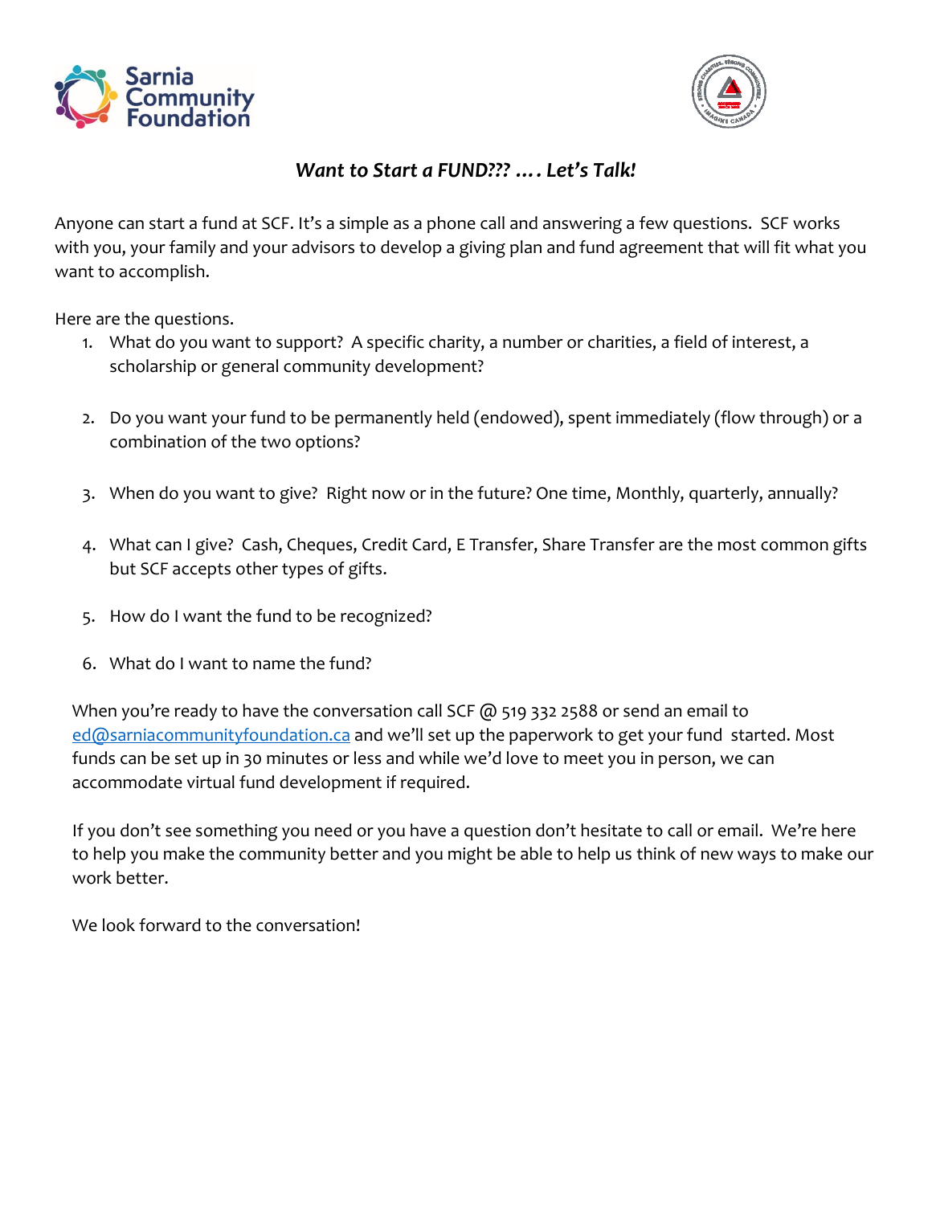Sarnia Community Foundation

## *Want to Start a FUND??? …. Let's Talk!*

Anyone can start a fund at SCF. It's a simple as a phone call and answering a few questions. SCF works with you, your family and your advisors to develop a giving plan and fund agreement that will fit what you want to accomplish.

Here are the questions.

1. What do you want to support? A specific charity, a number or charities, a field of interest, a scholarship or general community development?
2. Do you want your fund to be permanently held (endowed), spent immediately (flow through) or a combination of the two options?
3. When do you want to give? Right now or in the future? One time, Monthly, quarterly, annually?
4. What can I give? Cash, Cheques, Credit Card, E Transfer, Share Transfer are the most common gifts but SCF accepts other types of gifts.
5. How do I want the fund to be recognized?
6. What do I want to name the fund?

When you're ready to have the conversation call SCF @ 519 332 2588 or send an email to [ed@sarniacommunityfoundation.ca](mailto:ed@sarniacommunityfoundation.ca) and we'll set up the paperwork to get your fund started. Most funds can be set up in 30 minutes or less and while we'd love to meet you in person, we can accommodate virtual fund development if required.

If you don't see something you need or you have a question don't hesitate to call or email. We're here to help you make the community better and you might be able to help us think of new ways to make our work better.

We look forward to the conversation!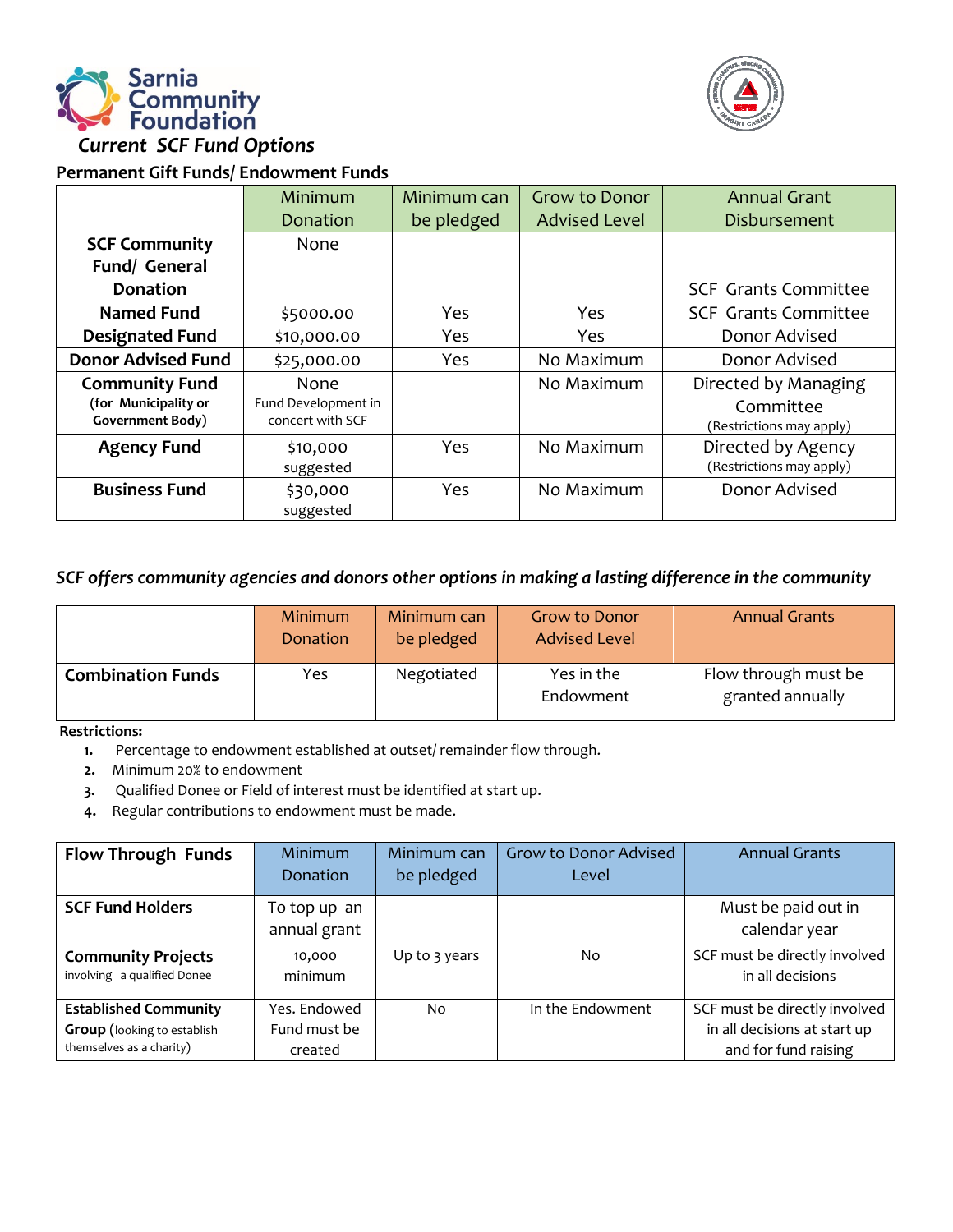# Sarnia Community Foundation

*Current SCF Fund Options*

**Permanent Gift Funds/ Endowment Funds**

| | Minimum Donation | Minimum can be pledged | Grow to Donor Advised Level | Annual Grant Disbursement |
|---|---|---|---|---|
| **SCF Community Fund/ General Donation** | None | | | SCF Grants Committee |
| **Named Fund** | $5000.00 | Yes | Yes | SCF Grants Committee |
| **Designated Fund** | $10,000.00 | Yes | Yes | Donor Advised |
| **Donor Advised Fund** | $25,000.00 | Yes | No Maximum | Donor Advised |
| **Community Fund** (for Municipality or Government Body) | None<br>Fund Development in concert with SCF | | No Maximum | Directed by Managing Committee<br>(Restrictions may apply) |
| **Agency Fund** | $10,000 suggested | Yes | No Maximum | Directed by Agency<br>(Restrictions may apply) |
| **Business Fund** | $30,000 suggested | Yes | No Maximum | Donor Advised |

*SCF offers community agencies and donors other options in making a lasting difference in the community*

| | Minimum Donation | Minimum can be pledged | Grow to Donor Advised Level | Annual Grants |
|---|---|---|---|---|
| **Combination Funds** | Yes | Negotiated | Yes in the Endowment | Flow through must be granted annually |

**Restrictions:**

1. Percentage to endowment established at outset/ remainder flow through.
2. Minimum 20% to endowment
3. Qualified Donee or Field of interest must be identified at start up.
4. Regular contributions to endowment must be made.

| **Flow Through Funds** | Minimum Donation | Minimum can be pledged | Grow to Donor Advised Level | Annual Grants |
|---|---|---|---|---|
| **SCF Fund Holders** | To top up an annual grant | | | Must be paid out in calendar year |
| **Community Projects** involving a qualified Donee | 10,000 minimum | Up to 3 years | No | SCF must be directly involved in all decisions |
| **Established Community Group** (looking to establish themselves as a charity) | Yes. Endowed Fund must be created | No | In the Endowment | SCF must be directly involved in all decisions at start up and for fund raising |